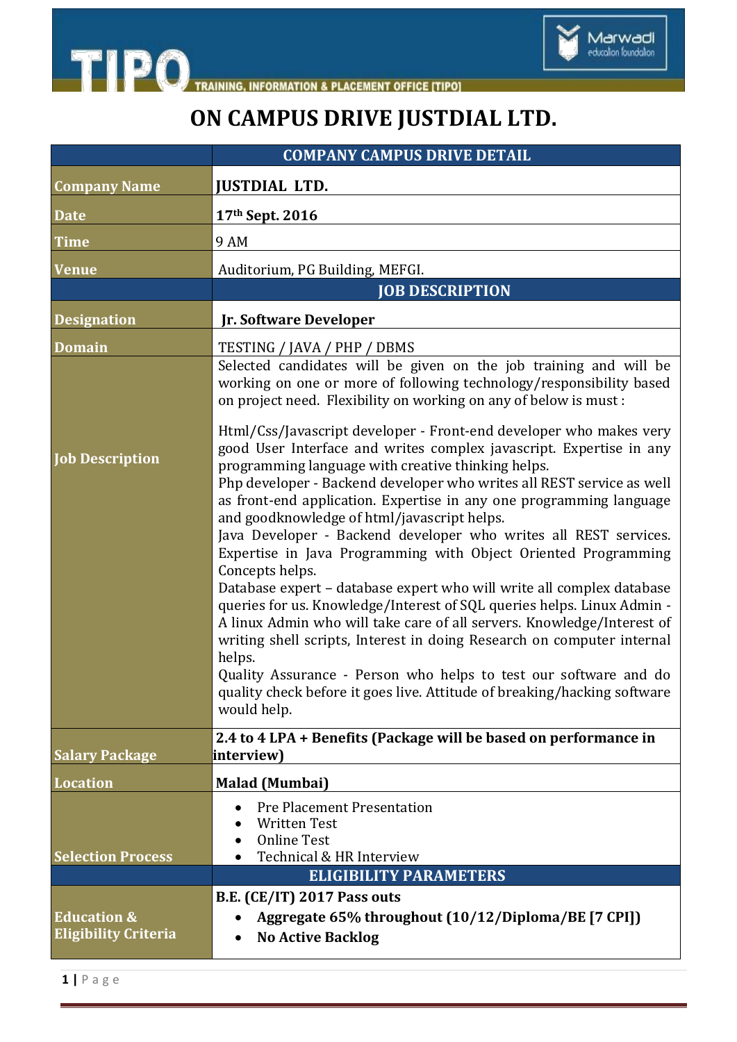# ON CAMPUS DRIVE JUSTDIAL LTD.

| | COMPANY CAMPUS DRIVE DETAIL |
|---|---|
| **Company Name** | **JUSTDIAL LTD.** |
| **Date** | **17th Sept. 2016** |
| **Time** | 9 AM |
| **Venue** | Auditorium, PG Building, MEFGI. |
| | **JOB DESCRIPTION** |
| **Designation** | **Jr. Software Developer** |
| **Domain** | TESTING / JAVA / PHP / DBMS |
| **Job Description** | Selected candidates will be given on the job training and will be working on one or more of following technology/responsibility based on project need. Flexibility on working on any of below is must :<br><br>Html/Css/Javascript developer - Front-end developer who makes very good User Interface and writes complex javascript. Expertise in any programming language with creative thinking helps.<br>Php developer - Backend developer who writes all REST service as well as front-end application. Expertise in any one programming language and goodknowledge of html/javascript helps.<br>Java Developer - Backend developer who writes all REST services. Expertise in Java Programming with Object Oriented Programming Concepts helps.<br>Database expert – database expert who will write all complex database queries for us. Knowledge/Interest of SQL queries helps. Linux Admin - A linux Admin who will take care of all servers. Knowledge/Interest of writing shell scripts, Interest in doing Research on computer internal helps.<br>Quality Assurance - Person who helps to test our software and do quality check before it goes live. Attitude of breaking/hacking software would help. |
| **Salary Package** | **2.4 to 4 LPA + Benefits (Package will be based on performance in interview)** |
| **Location** | **Malad (Mumbai)** |
| **Selection Process** | • Pre Placement Presentation<br>• Written Test<br>• Online Test<br>• Technical & HR Interview |
| | **ELIGIBILITY PARAMETERS** |
| **Education & Eligibility Criteria** | **B.E. (CE/IT) 2017 Pass outs**<br>• **Aggregate 65% throughout (10/12/Diploma/BE [7 CPI])**<br>• **No Active Backlog** |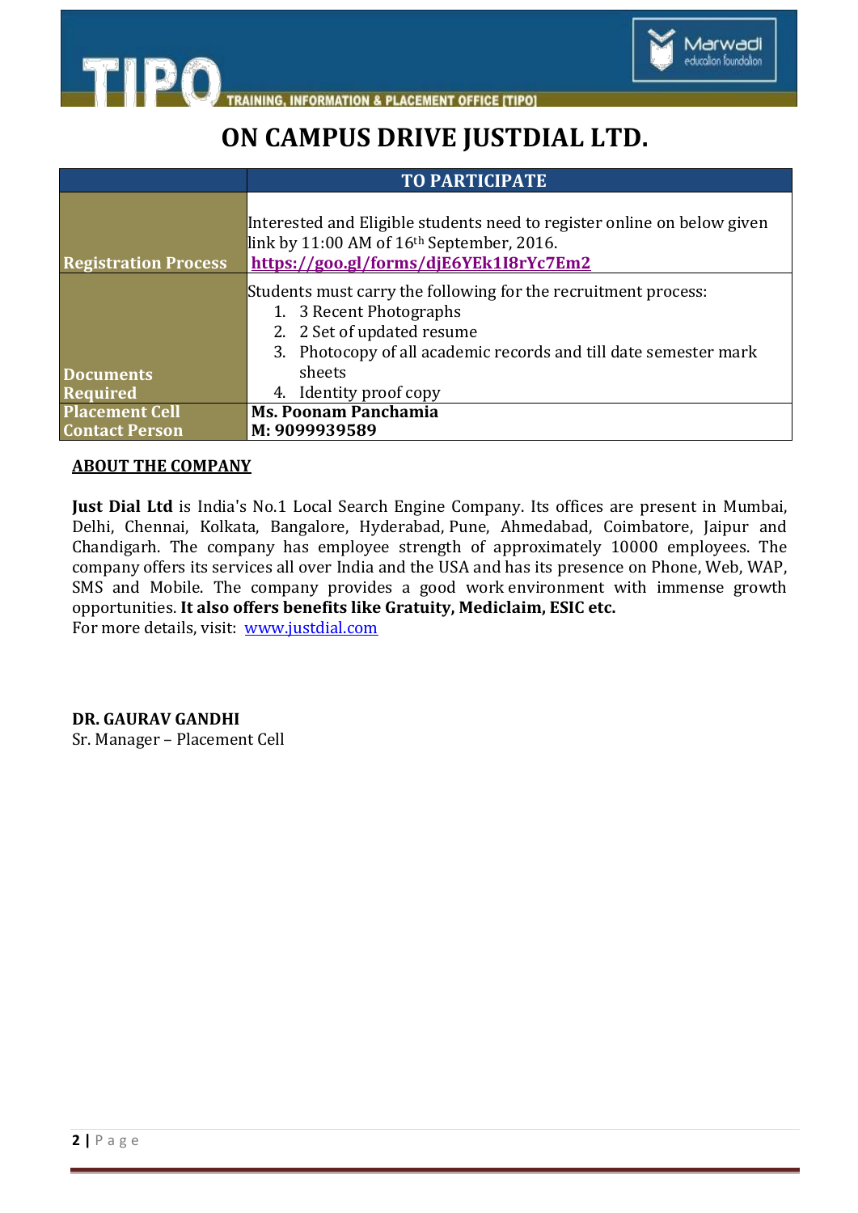# ON CAMPUS DRIVE JUSTDIAL LTD.

| | TO PARTICIPATE |
|---|---|
| **Registration Process** | Interested and Eligible students need to register online on below given link by 11:00 AM of 16th September, 2016. **https://goo.gl/forms/djE6YEk1I8rYc7Em2** |
| **Documents Required** | Students must carry the following for the recruitment process:<br>1. 3 Recent Photographs<br>2. 2 Set of updated resume<br>3. Photocopy of all academic records and till date semester mark sheets<br>4. Identity proof copy |
| **Placement Cell Contact Person** | **Ms. Poonam Panchamia**<br>**M: 9099939589** |

**ABOUT THE COMPANY**

**Just Dial Ltd** is India's No.1 Local Search Engine Company. Its offices are present in Mumbai, Delhi, Chennai, Kolkata, Bangalore, Hyderabad, Pune, Ahmedabad, Coimbatore, Jaipur and Chandigarh. The company has employee strength of approximately 10000 employees. The company offers its services all over India and the USA and has its presence on Phone, Web, WAP, SMS and Mobile. The company provides a good work environment with immense growth opportunities. **It also offers benefits like Gratuity, Mediclaim, ESIC etc.**

For more details, visit: www.justdial.com

**DR. GAURAV GANDHI**

Sr. Manager – Placement Cell